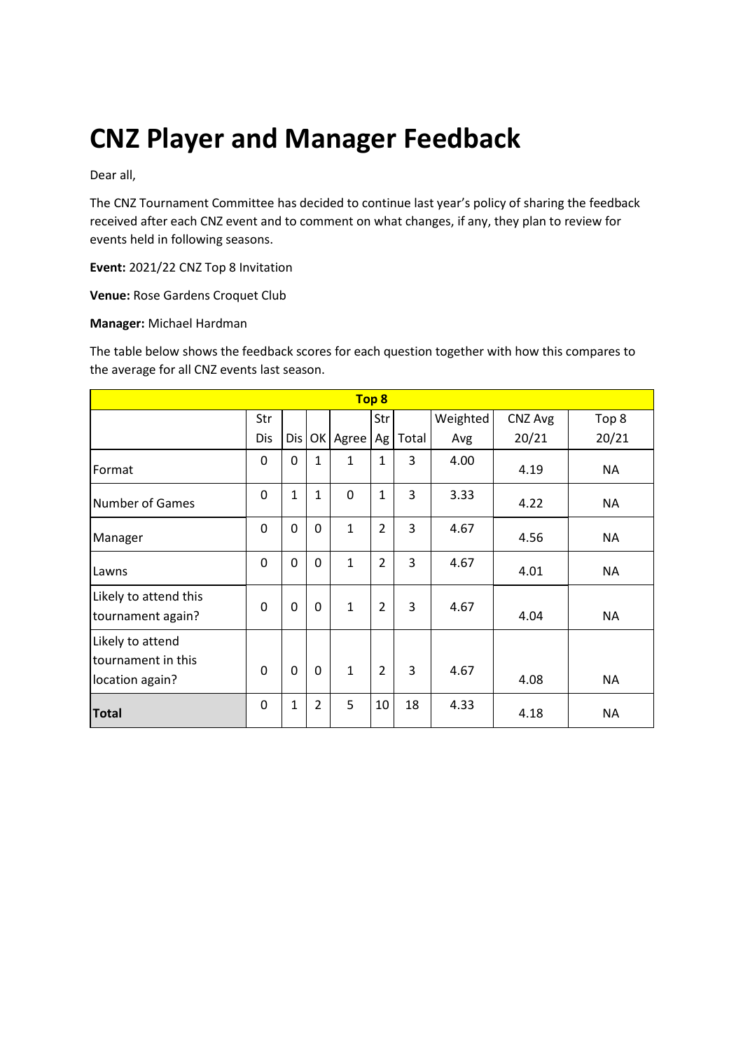# CNZ Player and Manager Feedback

Dear all,

The CNZ Tournament Committee has decided to continue last year's policy of sharing the feedback received after each CNZ event and to comment on what changes, if any, they plan to review for events held in following seasons.

**Event:** 2021/22 CNZ Top 8 Invitation

**Venue:** Rose Gardens Croquet Club

**Manager:** Michael Hardman

The table below shows the feedback scores for each question together with how this compares to the average for all CNZ events last season.

| Top 8 | | | | | | | | | |
|---|---|---|---|---|---|---|---|---|---|
| | Str Dis | Dis | OK | Agree | Str Ag | Total | Weighted Avg | CNZ Avg 20/21 | Top 8 20/21 |
| Format | 0 | 0 | 1 | 1 | 1 | 3 | 4.00 | 4.19 | NA |
| Number of Games | 0 | 1 | 1 | 0 | 1 | 3 | 3.33 | 4.22 | NA |
| Manager | 0 | 0 | 0 | 1 | 2 | 3 | 4.67 | 4.56 | NA |
| Lawns | 0 | 0 | 0 | 1 | 2 | 3 | 4.67 | 4.01 | NA |
| Likely to attend this tournament again? | 0 | 0 | 0 | 1 | 2 | 3 | 4.67 | 4.04 | NA |
| Likely to attend tournament in this location again? | 0 | 0 | 0 | 1 | 2 | 3 | 4.67 | 4.08 | NA |
| **Total** | 0 | 1 | 2 | 5 | 10 | 18 | 4.33 | 4.18 | NA |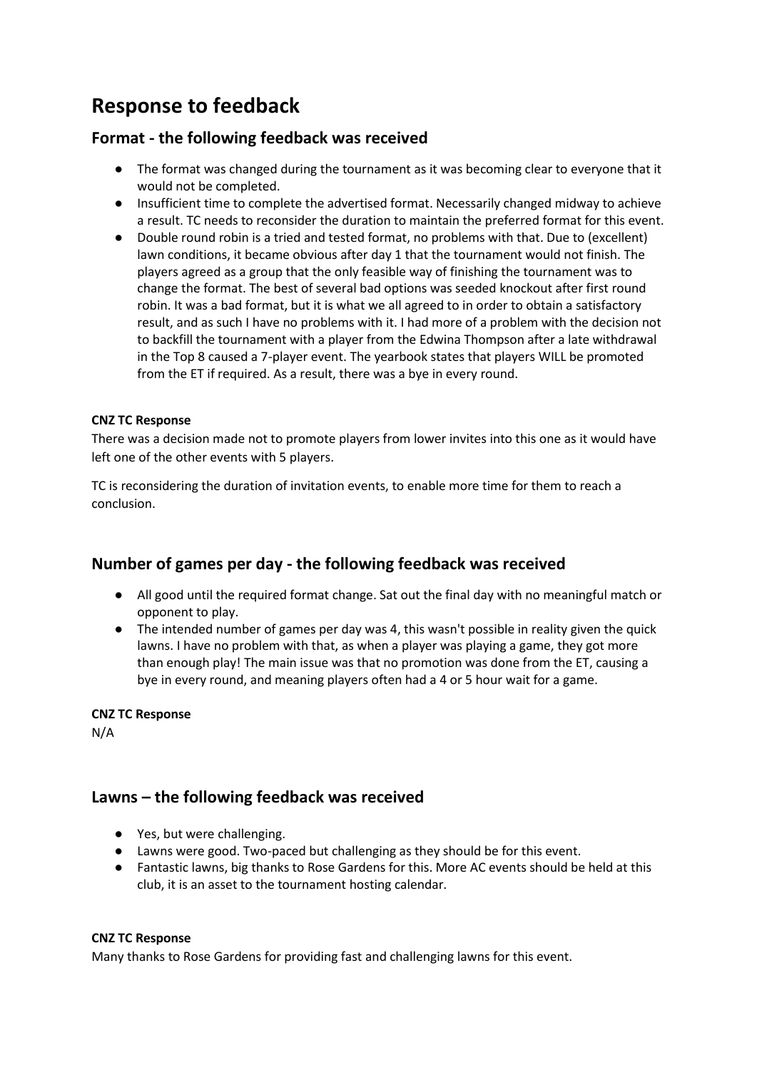# Response to feedback

## Format - the following feedback was received

- The format was changed during the tournament as it was becoming clear to everyone that it would not be completed.
- Insufficient time to complete the advertised format. Necessarily changed midway to achieve a result. TC needs to reconsider the duration to maintain the preferred format for this event.
- Double round robin is a tried and tested format, no problems with that. Due to (excellent) lawn conditions, it became obvious after day 1 that the tournament would not finish. The players agreed as a group that the only feasible way of finishing the tournament was to change the format. The best of several bad options was seeded knockout after first round robin. It was a bad format, but it is what we all agreed to in order to obtain a satisfactory result, and as such I have no problems with it. I had more of a problem with the decision not to backfill the tournament with a player from the Edwina Thompson after a late withdrawal in the Top 8 caused a 7-player event. The yearbook states that players WILL be promoted from the ET if required. As a result, there was a bye in every round.

**CNZ TC Response**

There was a decision made not to promote players from lower invites into this one as it would have left one of the other events with 5 players.

TC is reconsidering the duration of invitation events, to enable more time for them to reach a conclusion.

## Number of games per day - the following feedback was received

- All good until the required format change. Sat out the final day with no meaningful match or opponent to play.
- The intended number of games per day was 4, this wasn't possible in reality given the quick lawns. I have no problem with that, as when a player was playing a game, they got more than enough play! The main issue was that no promotion was done from the ET, causing a bye in every round, and meaning players often had a 4 or 5 hour wait for a game.

**CNZ TC Response**

N/A

## Lawns – the following feedback was received

- Yes, but were challenging.
- Lawns were good. Two-paced but challenging as they should be for this event.
- Fantastic lawns, big thanks to Rose Gardens for this. More AC events should be held at this club, it is an asset to the tournament hosting calendar.

**CNZ TC Response**

Many thanks to Rose Gardens for providing fast and challenging lawns for this event.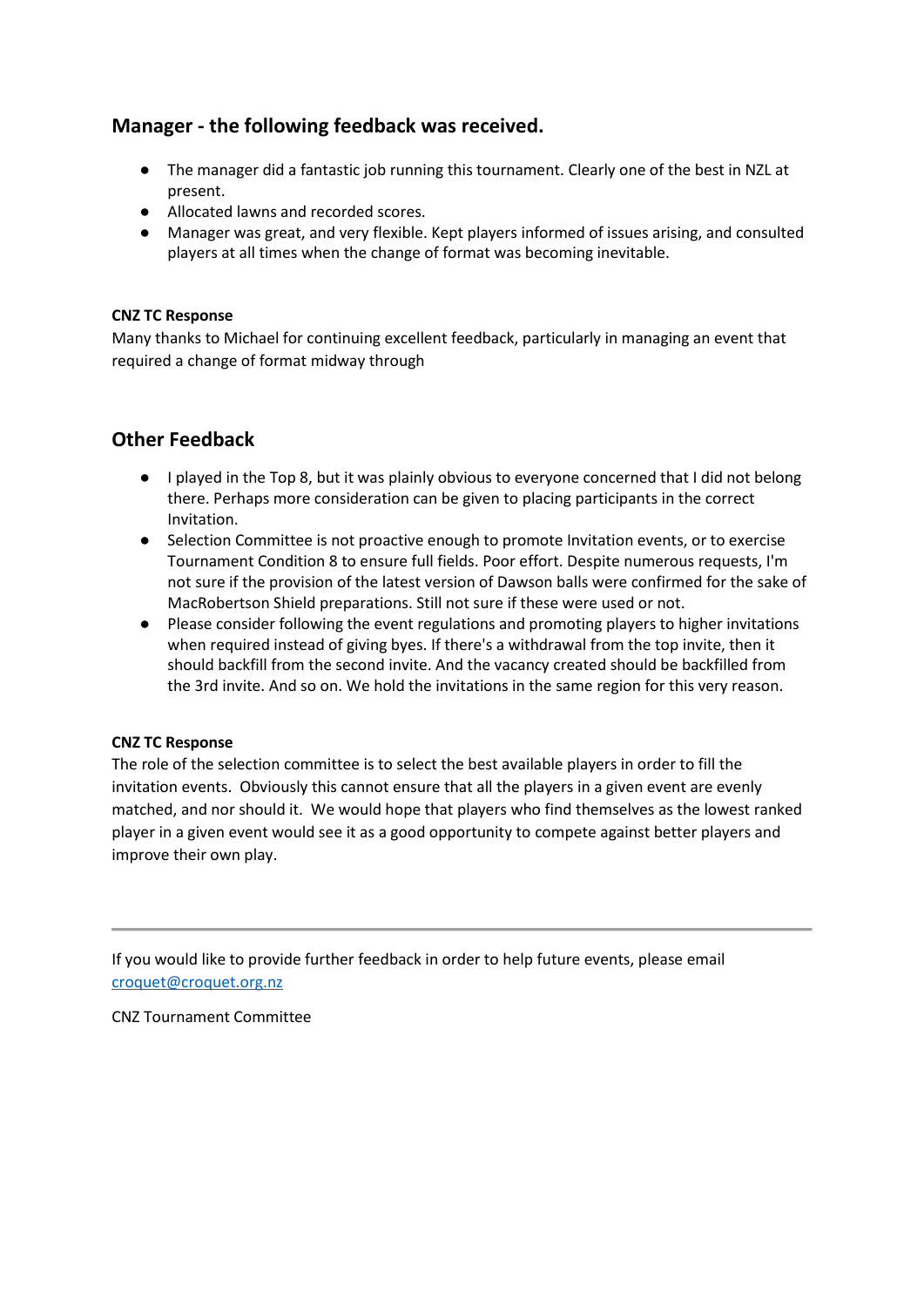## Manager - the following feedback was received.

- The manager did a fantastic job running this tournament. Clearly one of the best in NZL at present.
- Allocated lawns and recorded scores.
- Manager was great, and very flexible. Kept players informed of issues arising, and consulted players at all times when the change of format was becoming inevitable.

**CNZ TC Response**

Many thanks to Michael for continuing excellent feedback, particularly in managing an event that required a change of format midway through

## Other Feedback

- I played in the Top 8, but it was plainly obvious to everyone concerned that I did not belong there. Perhaps more consideration can be given to placing participants in the correct Invitation.
- Selection Committee is not proactive enough to promote Invitation events, or to exercise Tournament Condition 8 to ensure full fields. Poor effort. Despite numerous requests, I'm not sure if the provision of the latest version of Dawson balls were confirmed for the sake of MacRobertson Shield preparations. Still not sure if these were used or not.
- Please consider following the event regulations and promoting players to higher invitations when required instead of giving byes. If there's a withdrawal from the top invite, then it should backfill from the second invite. And the vacancy created should be backfilled from the 3rd invite. And so on. We hold the invitations in the same region for this very reason.

**CNZ TC Response**

The role of the selection committee is to select the best available players in order to fill the invitation events. Obviously this cannot ensure that all the players in a given event are evenly matched, and nor should it. We would hope that players who find themselves as the lowest ranked player in a given event would see it as a good opportunity to compete against better players and improve their own play.

---

If you would like to provide further feedback in order to help future events, please email [croquet@croquet.org.nz](mailto:croquet@croquet.org.nz)

CNZ Tournament Committee